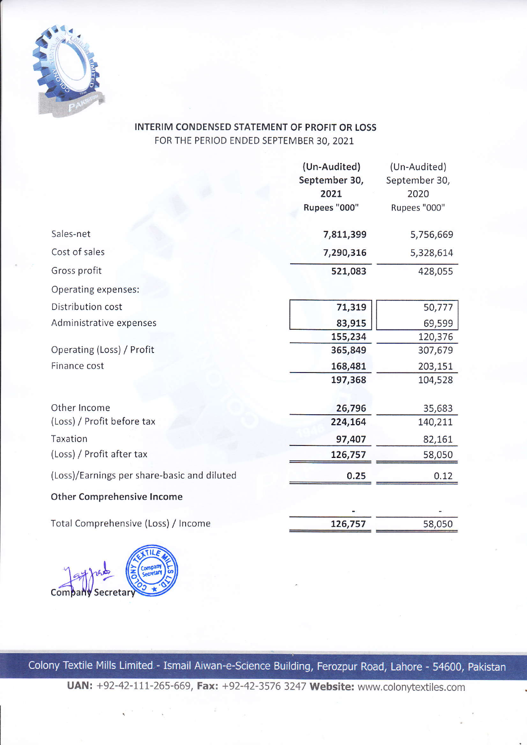## INTERIM CONDENSED STATEMENT OF PROFIT OR LOSS

FOR THE PERIOD ENDED SEPTEMBER 30, 2021

| | (Un-Audited) September 30, 2021 Rupees "000" | (Un-Audited) September 30, 2020 Rupees "000" |
|---|---|---|
| Sales-net | 7,811,399 | 5,756,669 |
| Cost of sales | 7,290,316 | 5,328,614 |
| Gross profit | 521,083 | 428,055 |
| Operating expenses: | | |
| Distribution cost | 71,319 | 50,777 |
| Administrative expenses | 83,915 | 69,599 |
| | 155,234 | 120,376 |
| Operating (Loss) / Profit | 365,849 | 307,679 |
| Finance cost | 168,481 | 203,151 |
| | 197,368 | 104,528 |
| Other Income | 26,796 | 35,683 |
| (Loss) / Profit before tax | 224,164 | 140,211 |
| Taxation | 97,407 | 82,161 |
| (Loss) / Profit after tax | 126,757 | 58,050 |
| (Loss)/Earnings per share-basic and diluted | 0.25 | 0.12 |
| **Other Comprehensive Income** | | |
| | - | - |
| Total Comprehensive (Loss) / Income | 126,757 | 58,050 |

Company Secretary

Colony Textile Mills Limited - Ismail Aiwan-e-Science Building, Ferozpur Road, Lahore - 54600, Pakistan

**UAN:** +92-42-111-265-669, **Fax:** +92-42-3576 3247 **Website:** www.colonytextiles.com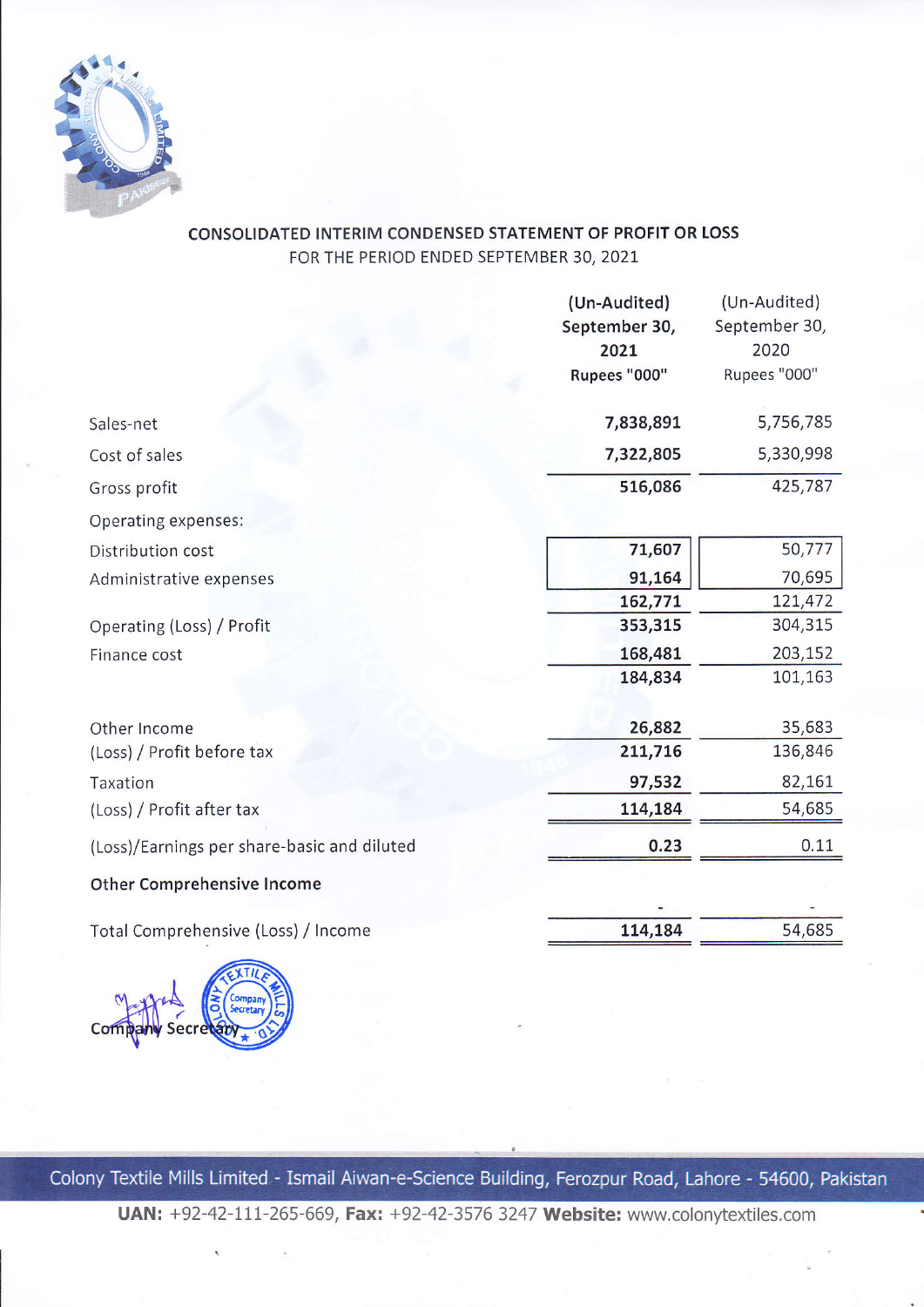## CONSOLIDATED INTERIM CONDENSED STATEMENT OF PROFIT OR LOSS

FOR THE PERIOD ENDED SEPTEMBER 30, 2021

| | (Un-Audited) September 30, 2021 Rupees "000" | (Un-Audited) September 30, 2020 Rupees "000" |
|---|---|---|
| Sales-net | 7,838,891 | 5,756,785 |
| Cost of sales | 7,322,805 | 5,330,998 |
| Gross profit | 516,086 | 425,787 |
| Operating expenses: | | |
| Distribution cost | 71,607 | 50,777 |
| Administrative expenses | 91,164 | 70,695 |
| | 162,771 | 121,472 |
| Operating (Loss) / Profit | 353,315 | 304,315 |
| Finance cost | 168,481 | 203,152 |
| | 184,834 | 101,163 |
| Other Income | 26,882 | 35,683 |
| (Loss) / Profit before tax | 211,716 | 136,846 |
| Taxation | 97,532 | 82,161 |
| (Loss) / Profit after tax | 114,184 | 54,685 |
| (Loss)/Earnings per share-basic and diluted | 0.23 | 0.11 |
| **Other Comprehensive Income** | | |
| | - | - |
| Total Comprehensive (Loss) / Income | 114,184 | 54,685 |

Company Secretary